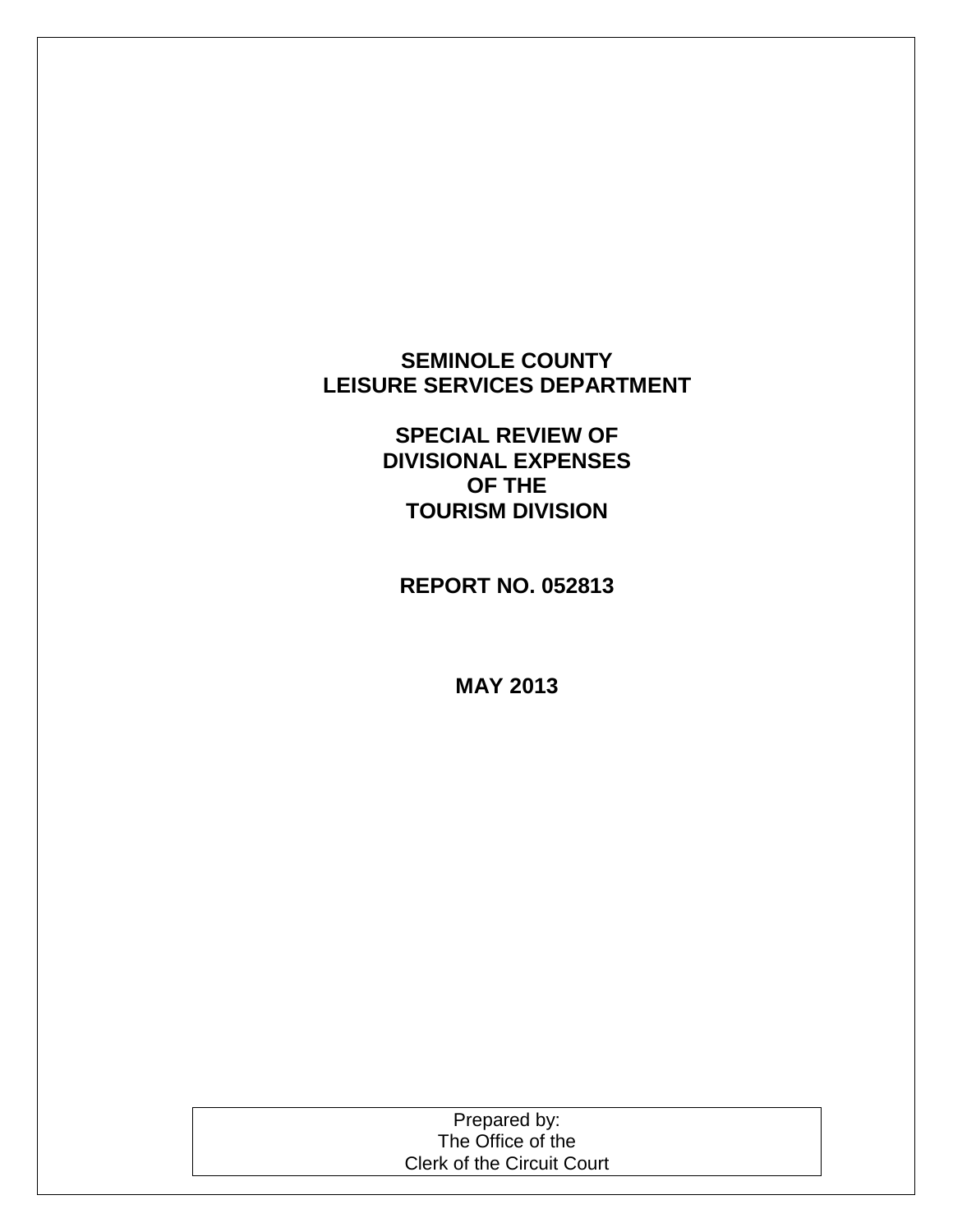# SEMINOLE COUNTY
# LEISURE SERVICES DEPARTMENT

## SPECIAL REVIEW OF
## DIVISIONAL EXPENSES
## OF THE
## TOURISM DIVISION

**REPORT NO. 052813**

**MAY 2013**

Prepared by:
The Office of the
Clerk of the Circuit Court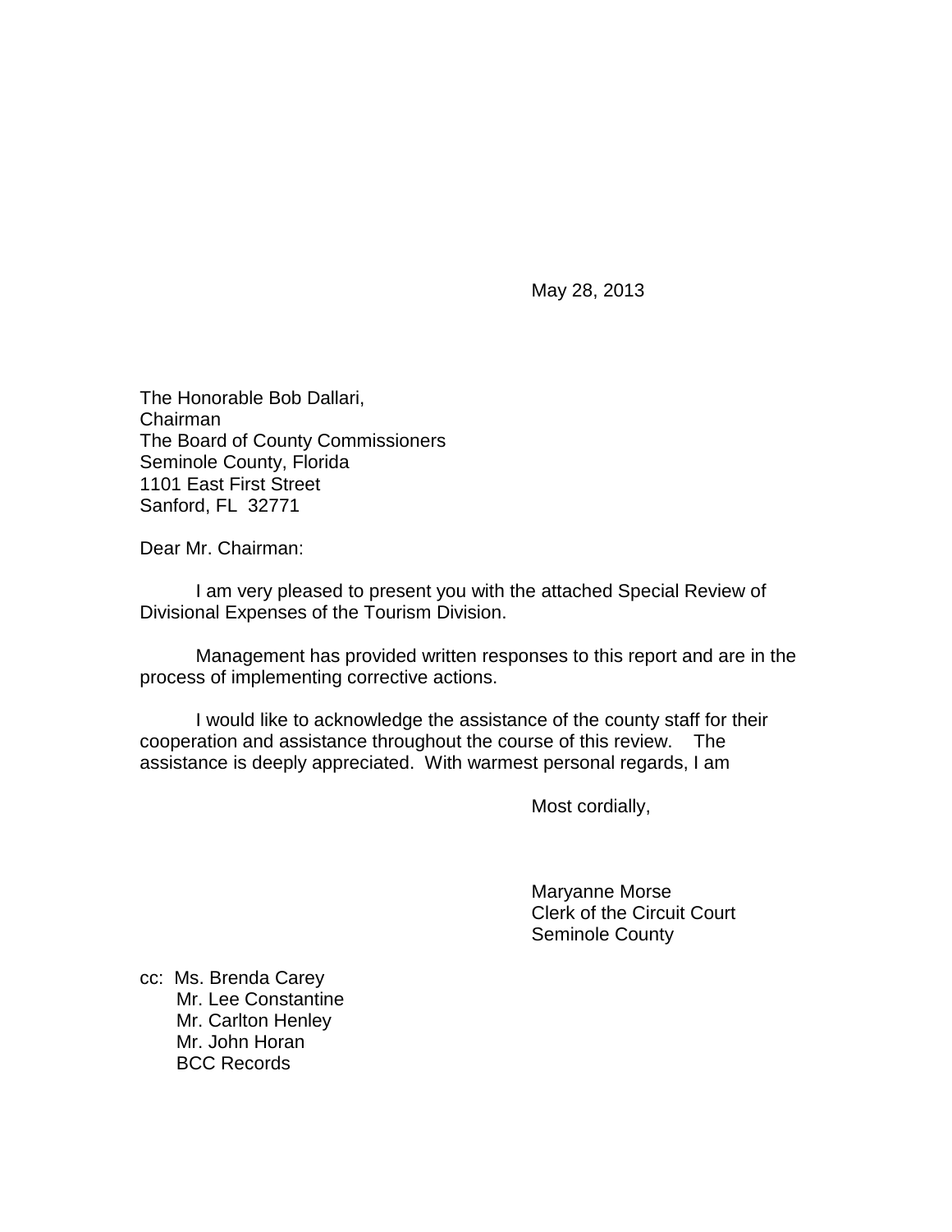May 28, 2013

The Honorable Bob Dallari,  
Chairman  
The Board of County Commissioners  
Seminole County, Florida  
1101 East First Street  
Sanford, FL 32771

Dear Mr. Chairman:

I am very pleased to present you with the attached Special Review of Divisional Expenses of the Tourism Division.

Management has provided written responses to this report and are in the process of implementing corrective actions.

I would like to acknowledge the assistance of the county staff for their cooperation and assistance throughout the course of this review. The assistance is deeply appreciated. With warmest personal regards, I am

Most cordially,

Maryanne Morse  
Clerk of the Circuit Court  
Seminole County

cc: Ms. Brenda Carey  
Mr. Lee Constantine  
Mr. Carlton Henley  
Mr. John Horan  
BCC Records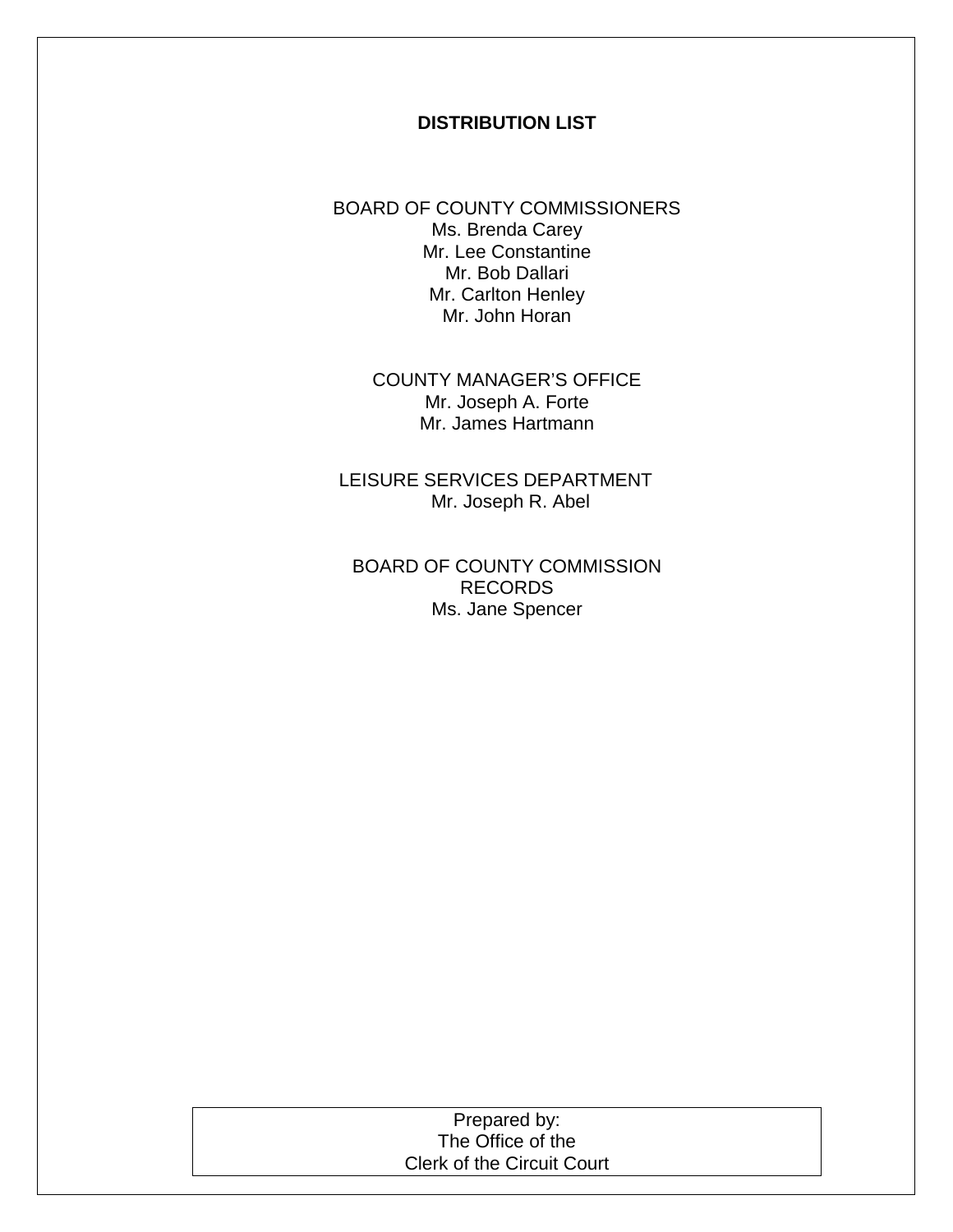## DISTRIBUTION LIST

BOARD OF COUNTY COMMISSIONERS
Ms. Brenda Carey
Mr. Lee Constantine
Mr. Bob Dallari
Mr. Carlton Henley
Mr. John Horan

COUNTY MANAGER'S OFFICE
Mr. Joseph A. Forte
Mr. James Hartmann

LEISURE SERVICES DEPARTMENT
Mr. Joseph R. Abel

BOARD OF COUNTY COMMISSION RECORDS
Ms. Jane Spencer

Prepared by:
The Office of the
Clerk of the Circuit Court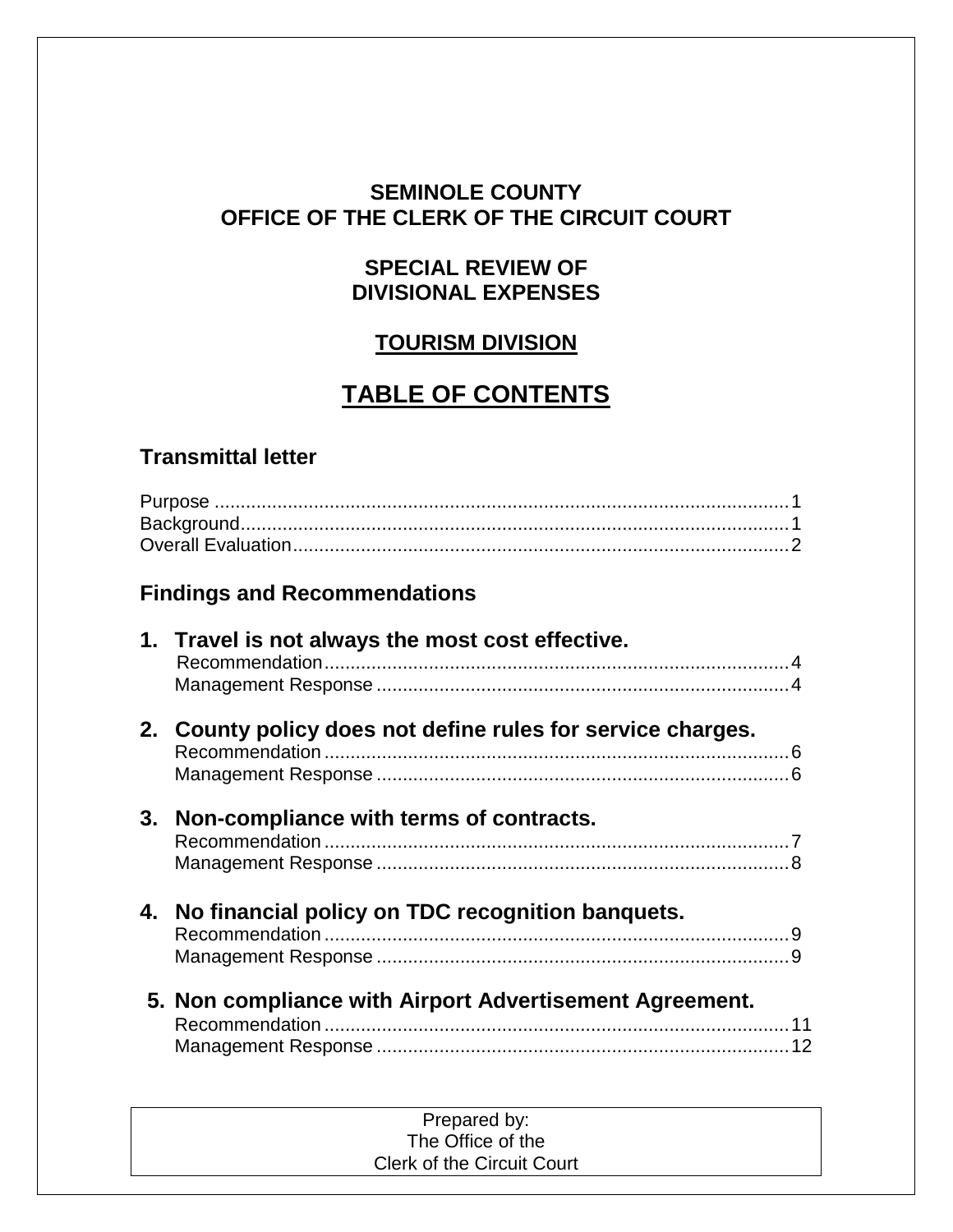# SEMINOLE COUNTY
# OFFICE OF THE CLERK OF THE CIRCUIT COURT

## SPECIAL REVIEW OF DIVISIONAL EXPENSES

## TOURISM DIVISION

## TABLE OF CONTENTS

### Transmittal letter

Purpose ........................................................................................................ 1
Background.................................................................................................. 1
Overall Evaluation........................................................................................ 2

### Findings and Recommendations

**1. Travel is not always the most cost effective.**

Recommendation......................................................................................... 4
Management Response ............................................................................... 4

**2. County policy does not define rules for service charges.**

Recommendation......................................................................................... 6
Management Response ............................................................................... 6

**3. Non-compliance with terms of contracts.**

Recommendation......................................................................................... 7
Management Response ............................................................................... 8

**4. No financial policy on TDC recognition banquets.**

Recommendation......................................................................................... 9
Management Response ............................................................................... 9

**5. Non compliance with Airport Advertisement Agreement.**

Recommendation......................................................................................... 11
Management Response ............................................................................... 12

Prepared by:
The Office of the
Clerk of the Circuit Court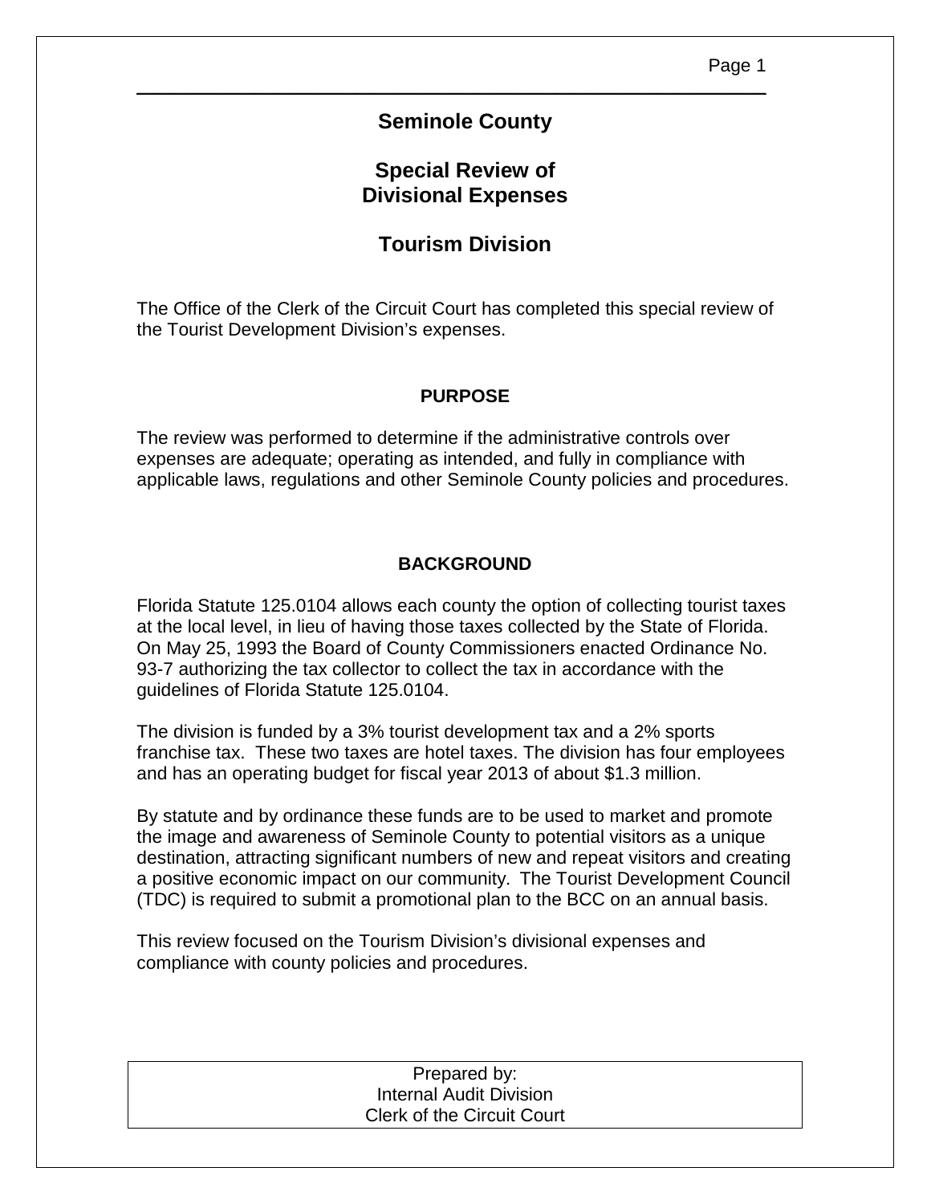# Seminole County

## Special Review of Divisional Expenses

## Tourism Division

The Office of the Clerk of the Circuit Court has completed this special review of the Tourist Development Division's expenses.

### PURPOSE

The review was performed to determine if the administrative controls over expenses are adequate; operating as intended, and fully in compliance with applicable laws, regulations and other Seminole County policies and procedures.

### BACKGROUND

Florida Statute 125.0104 allows each county the option of collecting tourist taxes at the local level, in lieu of having those taxes collected by the State of Florida. On May 25, 1993 the Board of County Commissioners enacted Ordinance No. 93-7 authorizing the tax collector to collect the tax in accordance with the guidelines of Florida Statute 125.0104.

The division is funded by a 3% tourist development tax and a 2% sports franchise tax. These two taxes are hotel taxes. The division has four employees and has an operating budget for fiscal year 2013 of about $1.3 million.

By statute and by ordinance these funds are to be used to market and promote the image and awareness of Seminole County to potential visitors as a unique destination, attracting significant numbers of new and repeat visitors and creating a positive economic impact on our community. The Tourist Development Council (TDC) is required to submit a promotional plan to the BCC on an annual basis.

This review focused on the Tourism Division's divisional expenses and compliance with county policies and procedures.

Prepared by:
Internal Audit Division
Clerk of the Circuit Court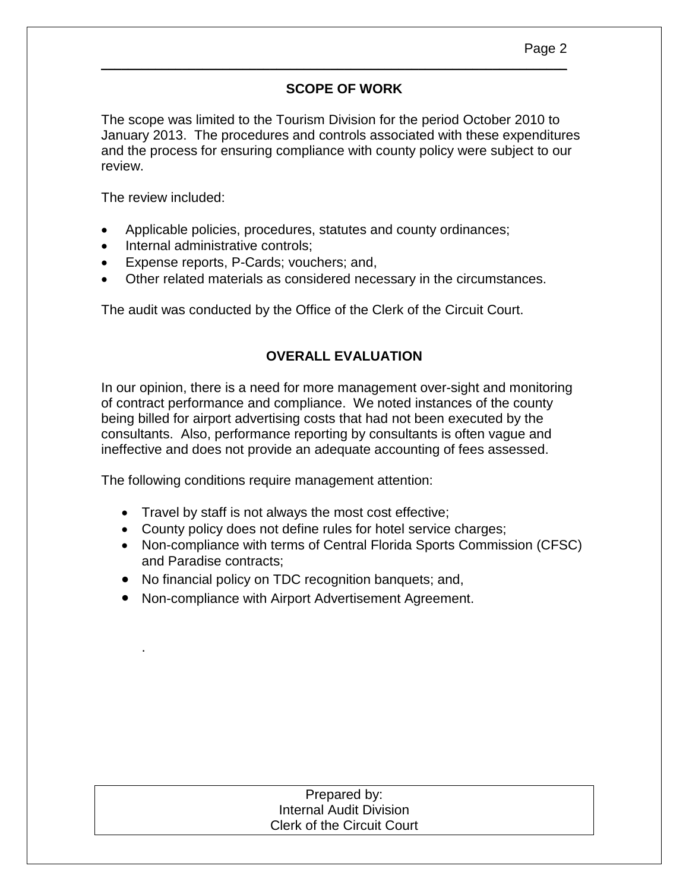## SCOPE OF WORK

The scope was limited to the Tourism Division for the period October 2010 to January 2013. The procedures and controls associated with these expenditures and the process for ensuring compliance with county policy were subject to our review.

The review included:

- Applicable policies, procedures, statutes and county ordinances;
- Internal administrative controls;
- Expense reports, P-Cards; vouchers; and,
- Other related materials as considered necessary in the circumstances.

The audit was conducted by the Office of the Clerk of the Circuit Court.

## OVERALL EVALUATION

In our opinion, there is a need for more management over-sight and monitoring of contract performance and compliance. We noted instances of the county being billed for airport advertising costs that had not been executed by the consultants. Also, performance reporting by consultants is often vague and ineffective and does not provide an adequate accounting of fees assessed.

The following conditions require management attention:

- Travel by staff is not always the most cost effective;
- County policy does not define rules for hotel service charges;
- Non-compliance with terms of Central Florida Sports Commission (CFSC) and Paradise contracts;
- No financial policy on TDC recognition banquets; and,
- Non-compliance with Airport Advertisement Agreement.

.

Prepared by:
Internal Audit Division
Clerk of the Circuit Court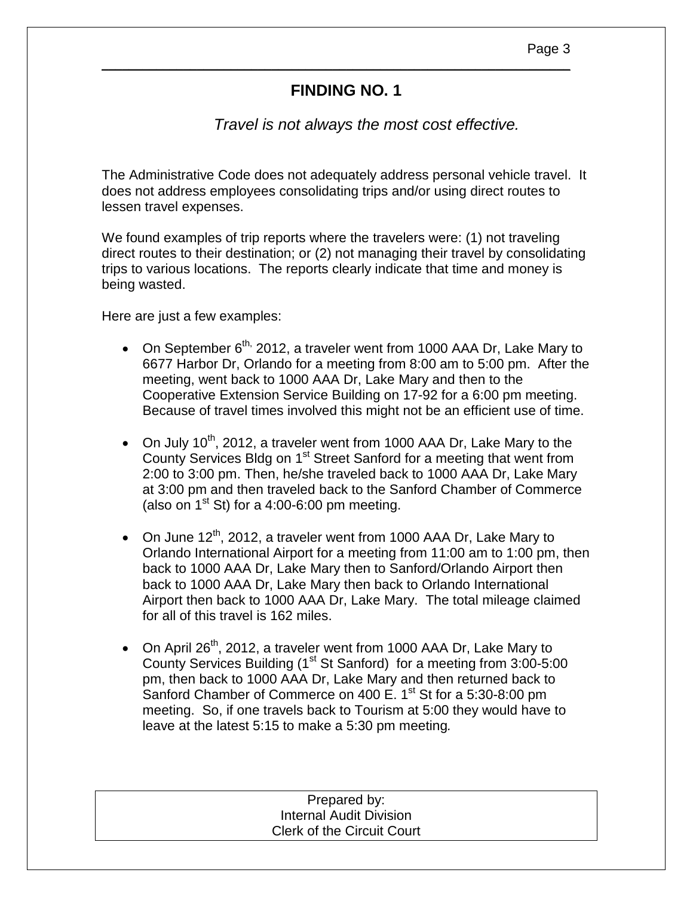## FINDING NO. 1

*Travel is not always the most cost effective.*

The Administrative Code does not adequately address personal vehicle travel. It does not address employees consolidating trips and/or using direct routes to lessen travel expenses.

We found examples of trip reports where the travelers were: (1) not traveling direct routes to their destination; or (2) not managing their travel by consolidating trips to various locations. The reports clearly indicate that time and money is being wasted.

Here are just a few examples:

- On September 6th, 2012, a traveler went from 1000 AAA Dr, Lake Mary to 6677 Harbor Dr, Orlando for a meeting from 8:00 am to 5:00 pm. After the meeting, went back to 1000 AAA Dr, Lake Mary and then to the Cooperative Extension Service Building on 17-92 for a 6:00 pm meeting. Because of travel times involved this might not be an efficient use of time.
- On July 10th, 2012, a traveler went from 1000 AAA Dr, Lake Mary to the County Services Bldg on 1st Street Sanford for a meeting that went from 2:00 to 3:00 pm. Then, he/she traveled back to 1000 AAA Dr, Lake Mary at 3:00 pm and then traveled back to the Sanford Chamber of Commerce (also on 1st St) for a 4:00-6:00 pm meeting.
- On June 12th, 2012, a traveler went from 1000 AAA Dr, Lake Mary to Orlando International Airport for a meeting from 11:00 am to 1:00 pm, then back to 1000 AAA Dr, Lake Mary then to Sanford/Orlando Airport then back to 1000 AAA Dr, Lake Mary then back to Orlando International Airport then back to 1000 AAA Dr, Lake Mary. The total mileage claimed for all of this travel is 162 miles.
- On April 26th, 2012, a traveler went from 1000 AAA Dr, Lake Mary to County Services Building (1st St Sanford) for a meeting from 3:00-5:00 pm, then back to 1000 AAA Dr, Lake Mary and then returned back to Sanford Chamber of Commerce on 400 E. 1st St for a 5:30-8:00 pm meeting. So, if one travels back to Tourism at 5:00 they would have to leave at the latest 5:15 to make a 5:30 pm meeting.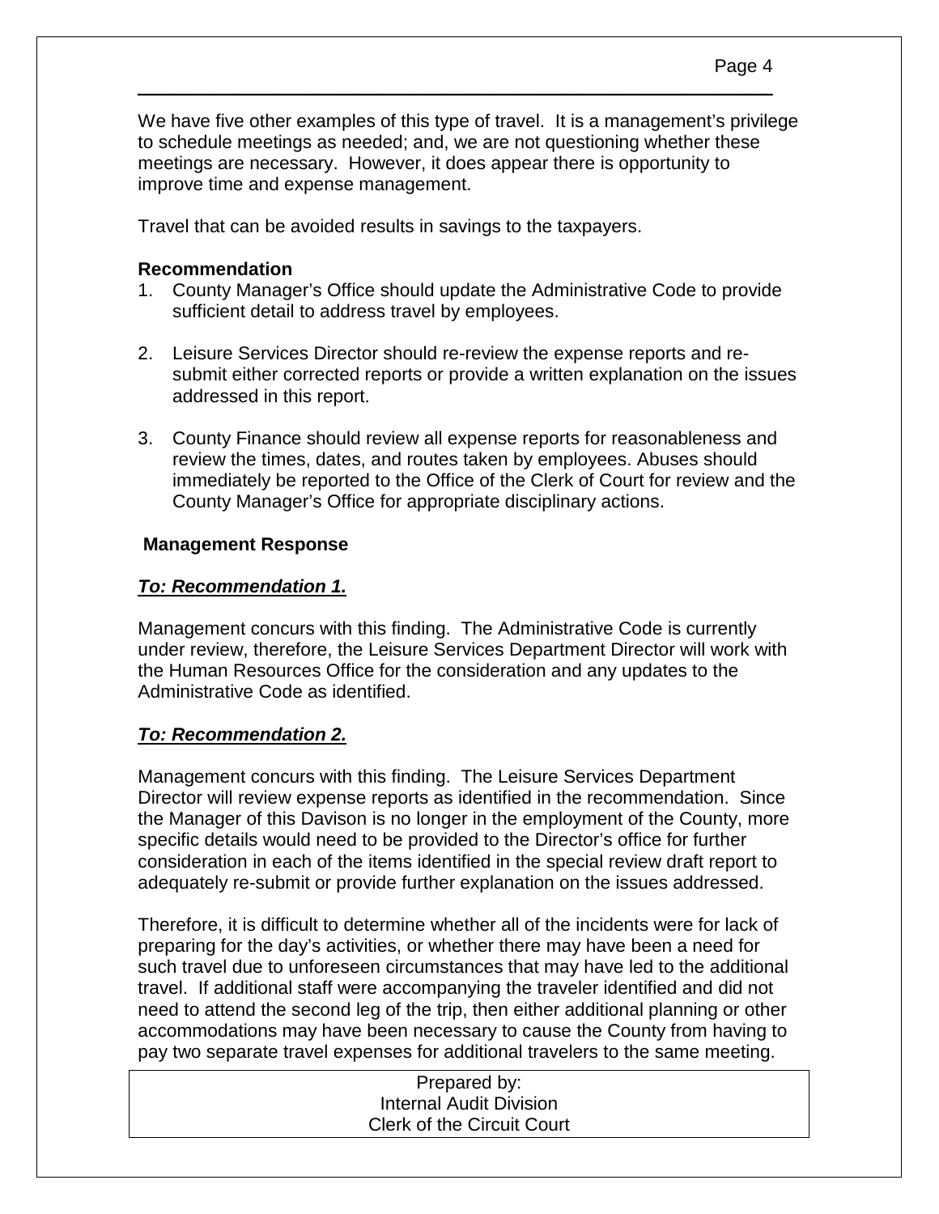We have five other examples of this type of travel. It is a management's privilege to schedule meetings as needed; and, we are not questioning whether these meetings are necessary. However, it does appear there is opportunity to improve time and expense management.

Travel that can be avoided results in savings to the taxpayers.

**Recommendation**

1. County Manager's Office should update the Administrative Code to provide sufficient detail to address travel by employees.

2. Leisure Services Director should re-review the expense reports and re-submit either corrected reports or provide a written explanation on the issues addressed in this report.

3. County Finance should review all expense reports for reasonableness and review the times, dates, and routes taken by employees. Abuses should immediately be reported to the Office of the Clerk of Court for review and the County Manager's Office for appropriate disciplinary actions.

**Management Response**

***To: Recommendation 1.***

Management concurs with this finding. The Administrative Code is currently under review, therefore, the Leisure Services Department Director will work with the Human Resources Office for the consideration and any updates to the Administrative Code as identified.

***To: Recommendation 2.***

Management concurs with this finding. The Leisure Services Department Director will review expense reports as identified in the recommendation. Since the Manager of this Davison is no longer in the employment of the County, more specific details would need to be provided to the Director's office for further consideration in each of the items identified in the special review draft report to adequately re-submit or provide further explanation on the issues addressed.

Therefore, it is difficult to determine whether all of the incidents were for lack of preparing for the day's activities, or whether there may have been a need for such travel due to unforeseen circumstances that may have led to the additional travel. If additional staff were accompanying the traveler identified and did not need to attend the second leg of the trip, then either additional planning or other accommodations may have been necessary to cause the County from having to pay two separate travel expenses for additional travelers to the same meeting.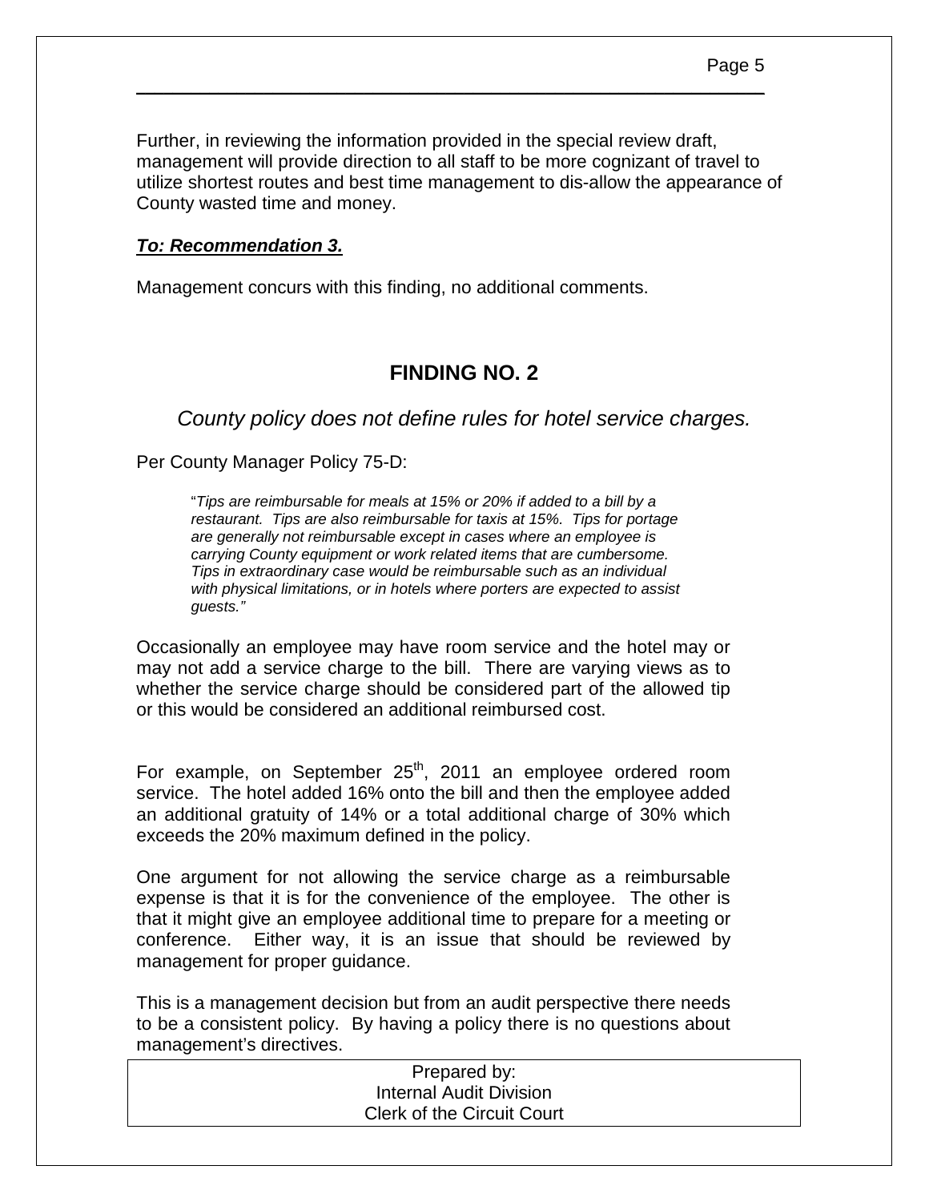Further, in reviewing the information provided in the special review draft, management will provide direction to all staff to be more cognizant of travel to utilize shortest routes and best time management to dis-allow the appearance of County wasted time and money.

***To: Recommendation 3.***

Management concurs with this finding, no additional comments.

## FINDING NO. 2

*County policy does not define rules for hotel service charges.*

Per County Manager Policy 75-D:

> "*Tips are reimbursable for meals at 15% or 20% if added to a bill by a restaurant. Tips are also reimbursable for taxis at 15%. Tips for portage are generally not reimbursable except in cases where an employee is carrying County equipment or work related items that are cumbersome. Tips in extraordinary case would be reimbursable such as an individual with physical limitations, or in hotels where porters are expected to assist guests."*

Occasionally an employee may have room service and the hotel may or may not add a service charge to the bill. There are varying views as to whether the service charge should be considered part of the allowed tip or this would be considered an additional reimbursed cost.

For example, on September 25th, 2011 an employee ordered room service. The hotel added 16% onto the bill and then the employee added an additional gratuity of 14% or a total additional charge of 30% which exceeds the 20% maximum defined in the policy.

One argument for not allowing the service charge as a reimbursable expense is that it is for the convenience of the employee. The other is that it might give an employee additional time to prepare for a meeting or conference. Either way, it is an issue that should be reviewed by management for proper guidance.

This is a management decision but from an audit perspective there needs to be a consistent policy. By having a policy there is no questions about management's directives.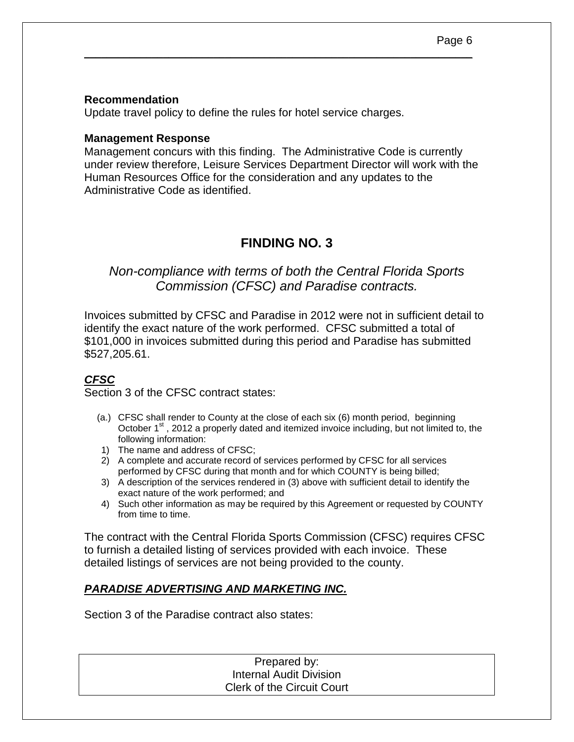**Recommendation**
Update travel policy to define the rules for hotel service charges.

**Management Response**
Management concurs with this finding. The Administrative Code is currently under review therefore, Leisure Services Department Director will work with the Human Resources Office for the consideration and any updates to the Administrative Code as identified.

## FINDING NO. 3

*Non-compliance with terms of both the Central Florida Sports Commission (CFSC) and Paradise contracts.*

Invoices submitted by CFSC and Paradise in 2012 were not in sufficient detail to identify the exact nature of the work performed. CFSC submitted a total of $101,000 in invoices submitted during this period and Paradise has submitted $527,205.61.

***CFSC***

Section 3 of the CFSC contract states:

(a.) CFSC shall render to County at the close of each six (6) month period, beginning October 1st , 2012 a properly dated and itemized invoice including, but not limited to, the following information:

1) The name and address of CFSC;
2) A complete and accurate record of services performed by CFSC for all services performed by CFSC during that month and for which COUNTY is being billed;
3) A description of the services rendered in (3) above with sufficient detail to identify the exact nature of the work performed; and
4) Such other information as may be required by this Agreement or requested by COUNTY from time to time.

The contract with the Central Florida Sports Commission (CFSC) requires CFSC to furnish a detailed listing of services provided with each invoice. These detailed listings of services are not being provided to the county.

***PARADISE ADVERTISING AND MARKETING INC.***

Section 3 of the Paradise contract also states: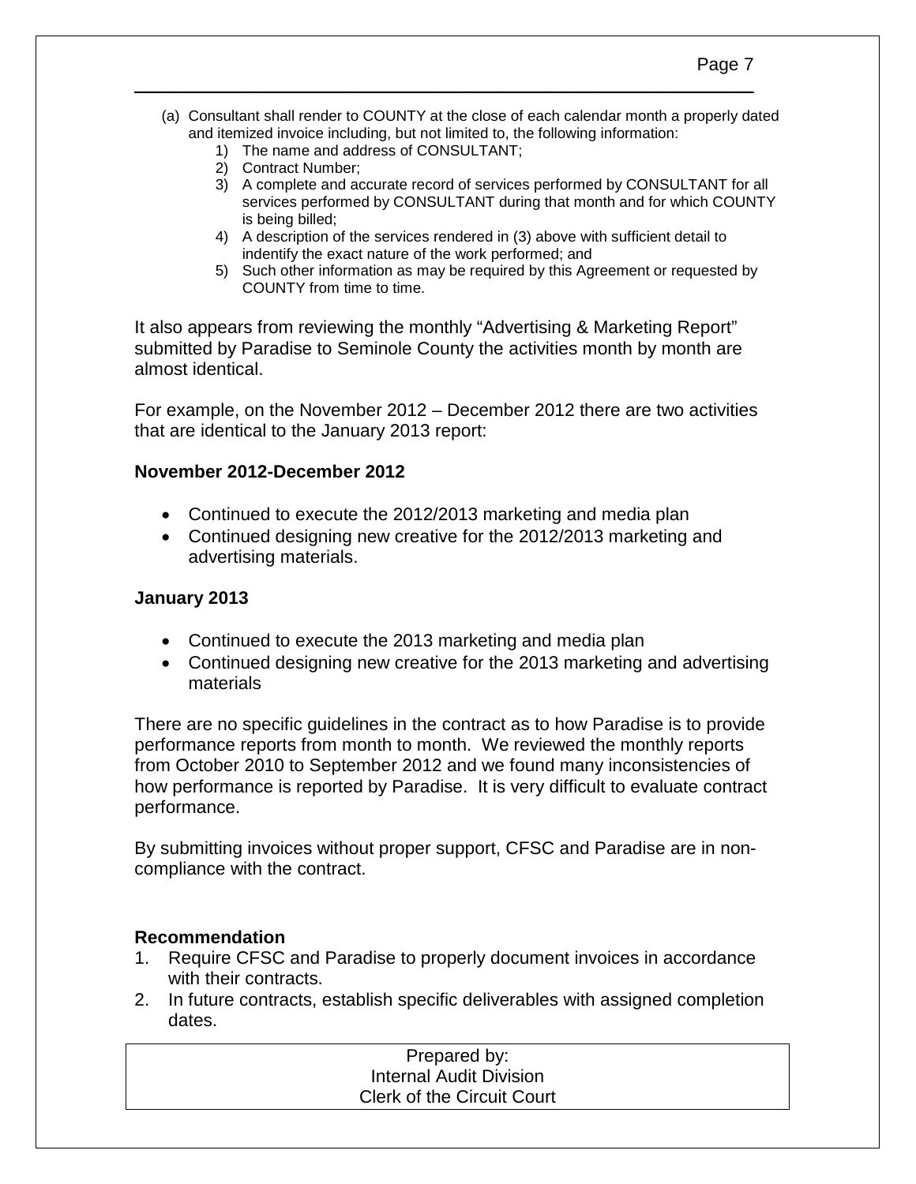(a) Consultant shall render to COUNTY at the close of each calendar month a properly dated and itemized invoice including, but not limited to, the following information:

1) The name and address of CONSULTANT;
2) Contract Number;
3) A complete and accurate record of services performed by CONSULTANT for all services performed by CONSULTANT during that month and for which COUNTY is being billed;
4) A description of the services rendered in (3) above with sufficient detail to indentify the exact nature of the work performed; and
5) Such other information as may be required by this Agreement or requested by COUNTY from time to time.

It also appears from reviewing the monthly "Advertising & Marketing Report" submitted by Paradise to Seminole County the activities month by month are almost identical.

For example, on the November 2012 – December 2012 there are two activities that are identical to the January 2013 report:

**November 2012-December 2012**

- Continued to execute the 2012/2013 marketing and media plan
- Continued designing new creative for the 2012/2013 marketing and advertising materials.

**January 2013**

- Continued to execute the 2013 marketing and media plan
- Continued designing new creative for the 2013 marketing and advertising materials

There are no specific guidelines in the contract as to how Paradise is to provide performance reports from month to month. We reviewed the monthly reports from October 2010 to September 2012 and we found many inconsistencies of how performance is reported by Paradise. It is very difficult to evaluate contract performance.

By submitting invoices without proper support, CFSC and Paradise are in non-compliance with the contract.

**Recommendation**

1. Require CFSC and Paradise to properly document invoices in accordance with their contracts.
2. In future contracts, establish specific deliverables with assigned completion dates.

Prepared by:
Internal Audit Division
Clerk of the Circuit Court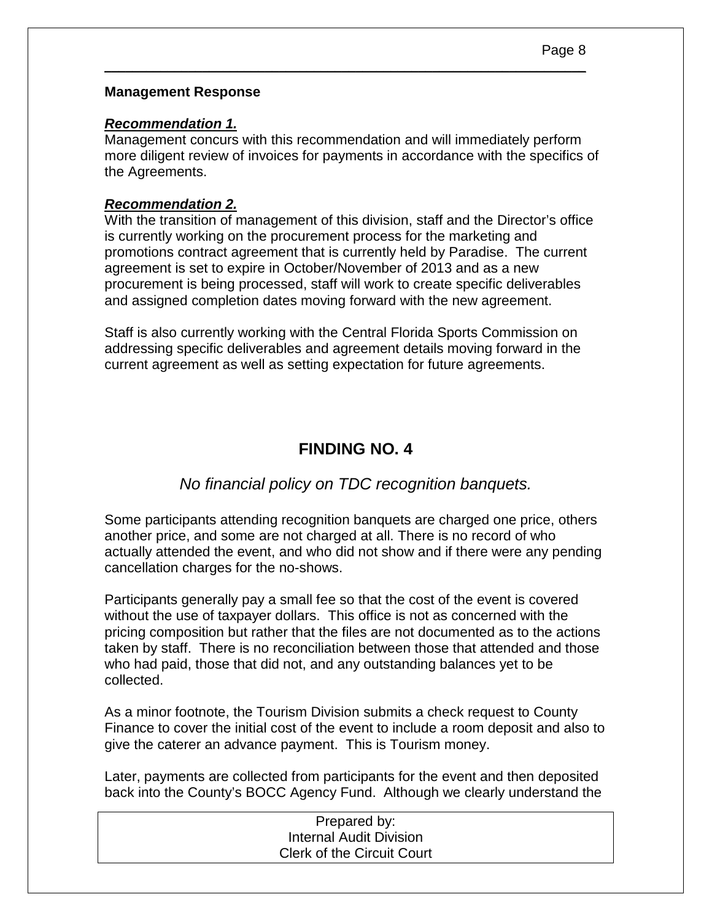**Management Response**

***Recommendation 1.***

Management concurs with this recommendation and will immediately perform more diligent review of invoices for payments in accordance with the specifics of the Agreements.

***Recommendation 2.***

With the transition of management of this division, staff and the Director's office is currently working on the procurement process for the marketing and promotions contract agreement that is currently held by Paradise. The current agreement is set to expire in October/November of 2013 and as a new procurement is being processed, staff will work to create specific deliverables and assigned completion dates moving forward with the new agreement.

Staff is also currently working with the Central Florida Sports Commission on addressing specific deliverables and agreement details moving forward in the current agreement as well as setting expectation for future agreements.

## FINDING NO. 4

*No financial policy on TDC recognition banquets.*

Some participants attending recognition banquets are charged one price, others another price, and some are not charged at all. There is no record of who actually attended the event, and who did not show and if there were any pending cancellation charges for the no-shows.

Participants generally pay a small fee so that the cost of the event is covered without the use of taxpayer dollars. This office is not as concerned with the pricing composition but rather that the files are not documented as to the actions taken by staff. There is no reconciliation between those that attended and those who had paid, those that did not, and any outstanding balances yet to be collected.

As a minor footnote, the Tourism Division submits a check request to County Finance to cover the initial cost of the event to include a room deposit and also to give the caterer an advance payment. This is Tourism money.

Later, payments are collected from participants for the event and then deposited back into the County's BOCC Agency Fund. Although we clearly understand the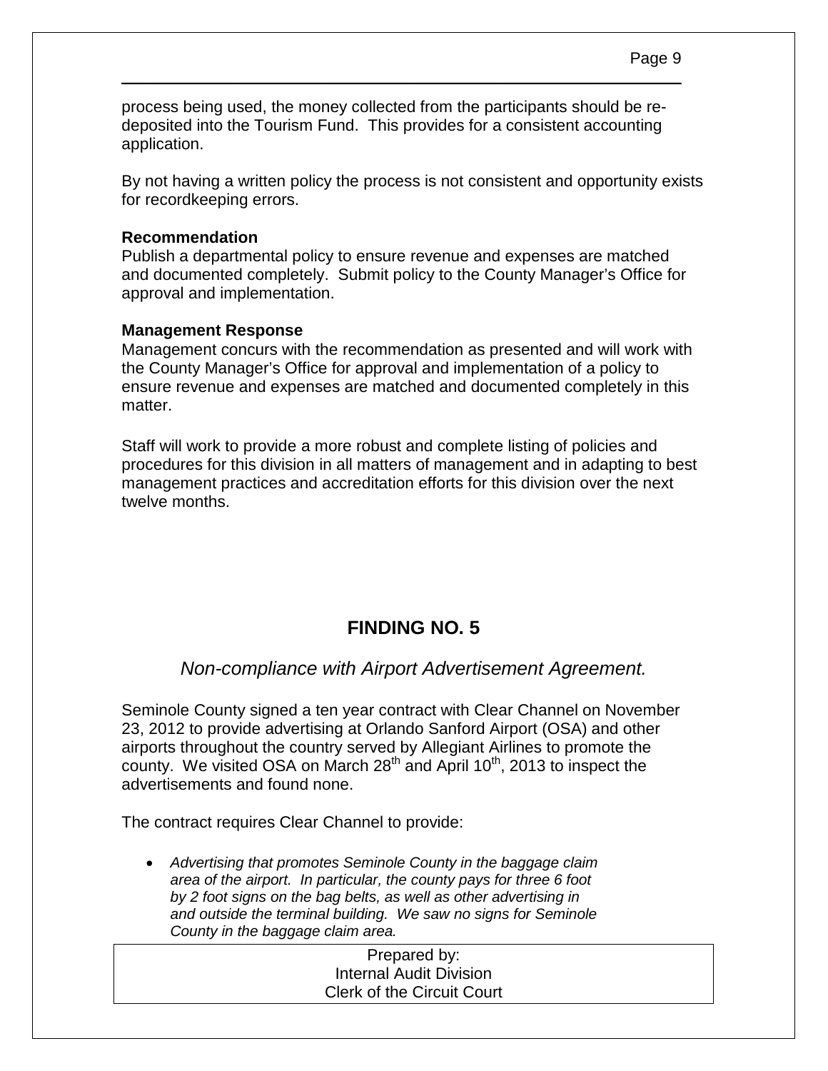process being used, the money collected from the participants should be re-deposited into the Tourism Fund. This provides for a consistent accounting application.

By not having a written policy the process is not consistent and opportunity exists for recordkeeping errors.

**Recommendation**
Publish a departmental policy to ensure revenue and expenses are matched and documented completely. Submit policy to the County Manager's Office for approval and implementation.

**Management Response**
Management concurs with the recommendation as presented and will work with the County Manager's Office for approval and implementation of a policy to ensure revenue and expenses are matched and documented completely in this matter.

Staff will work to provide a more robust and complete listing of policies and procedures for this division in all matters of management and in adapting to best management practices and accreditation efforts for this division over the next twelve months.

## FINDING NO. 5

*Non-compliance with Airport Advertisement Agreement.*

Seminole County signed a ten year contract with Clear Channel on November 23, 2012 to provide advertising at Orlando Sanford Airport (OSA) and other airports throughout the country served by Allegiant Airlines to promote the county. We visited OSA on March 28th and April 10th, 2013 to inspect the advertisements and found none.

The contract requires Clear Channel to provide:

- *Advertising that promotes Seminole County in the baggage claim area of the airport. In particular, the county pays for three 6 foot by 2 foot signs on the bag belts, as well as other advertising in and outside the terminal building. We saw no signs for Seminole County in the baggage claim area.*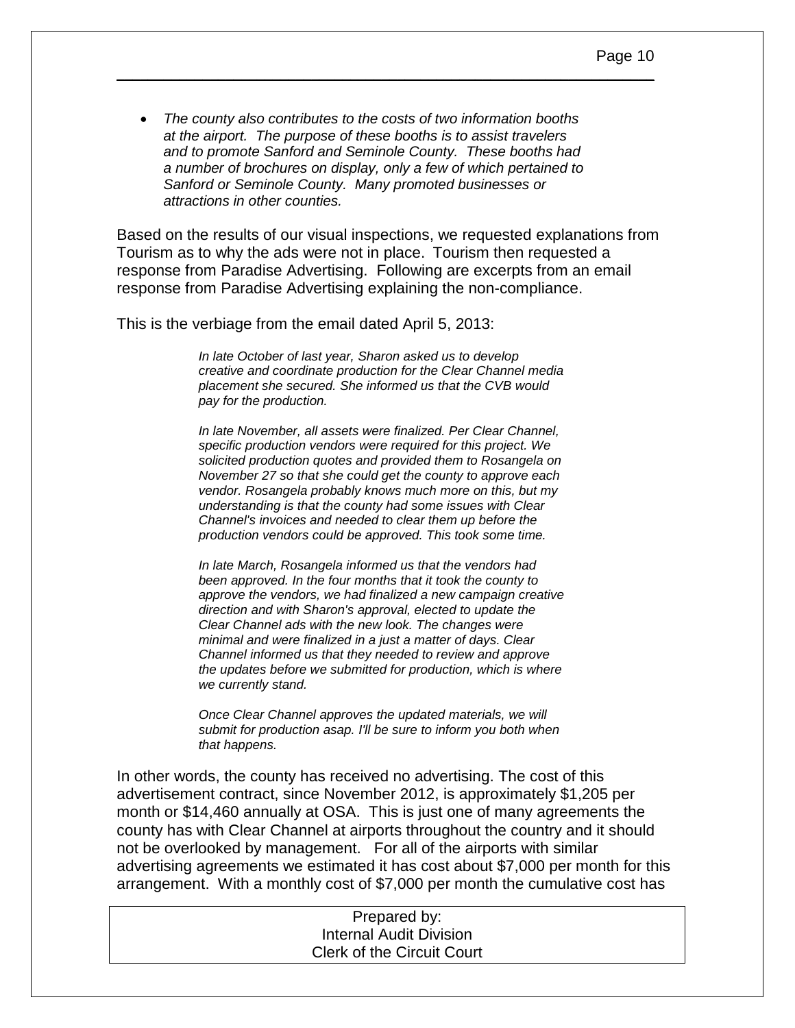- *The county also contributes to the costs of two information booths at the airport. The purpose of these booths is to assist travelers and to promote Sanford and Seminole County. These booths had a number of brochures on display, only a few of which pertained to Sanford or Seminole County. Many promoted businesses or attractions in other counties.*

Based on the results of our visual inspections, we requested explanations from Tourism as to why the ads were not in place. Tourism then requested a response from Paradise Advertising. Following are excerpts from an email response from Paradise Advertising explaining the non-compliance.

This is the verbiage from the email dated April 5, 2013:

> *In late October of last year, Sharon asked us to develop creative and coordinate production for the Clear Channel media placement she secured. She informed us that the CVB would pay for the production.*
>
> *In late November, all assets were finalized. Per Clear Channel, specific production vendors were required for this project. We solicited production quotes and provided them to Rosangela on November 27 so that she could get the county to approve each vendor. Rosangela probably knows much more on this, but my understanding is that the county had some issues with Clear Channel's invoices and needed to clear them up before the production vendors could be approved. This took some time.*
>
> *In late March, Rosangela informed us that the vendors had been approved. In the four months that it took the county to approve the vendors, we had finalized a new campaign creative direction and with Sharon's approval, elected to update the Clear Channel ads with the new look. The changes were minimal and were finalized in a just a matter of days. Clear Channel informed us that they needed to review and approve the updates before we submitted for production, which is where we currently stand.*
>
> *Once Clear Channel approves the updated materials, we will submit for production asap. I'll be sure to inform you both when that happens.*

In other words, the county has received no advertising. The cost of this advertisement contract, since November 2012, is approximately $1,205 per month or $14,460 annually at OSA. This is just one of many agreements the county has with Clear Channel at airports throughout the country and it should not be overlooked by management. For all of the airports with similar advertising agreements we estimated it has cost about $7,000 per month for this arrangement. With a monthly cost of $7,000 per month the cumulative cost has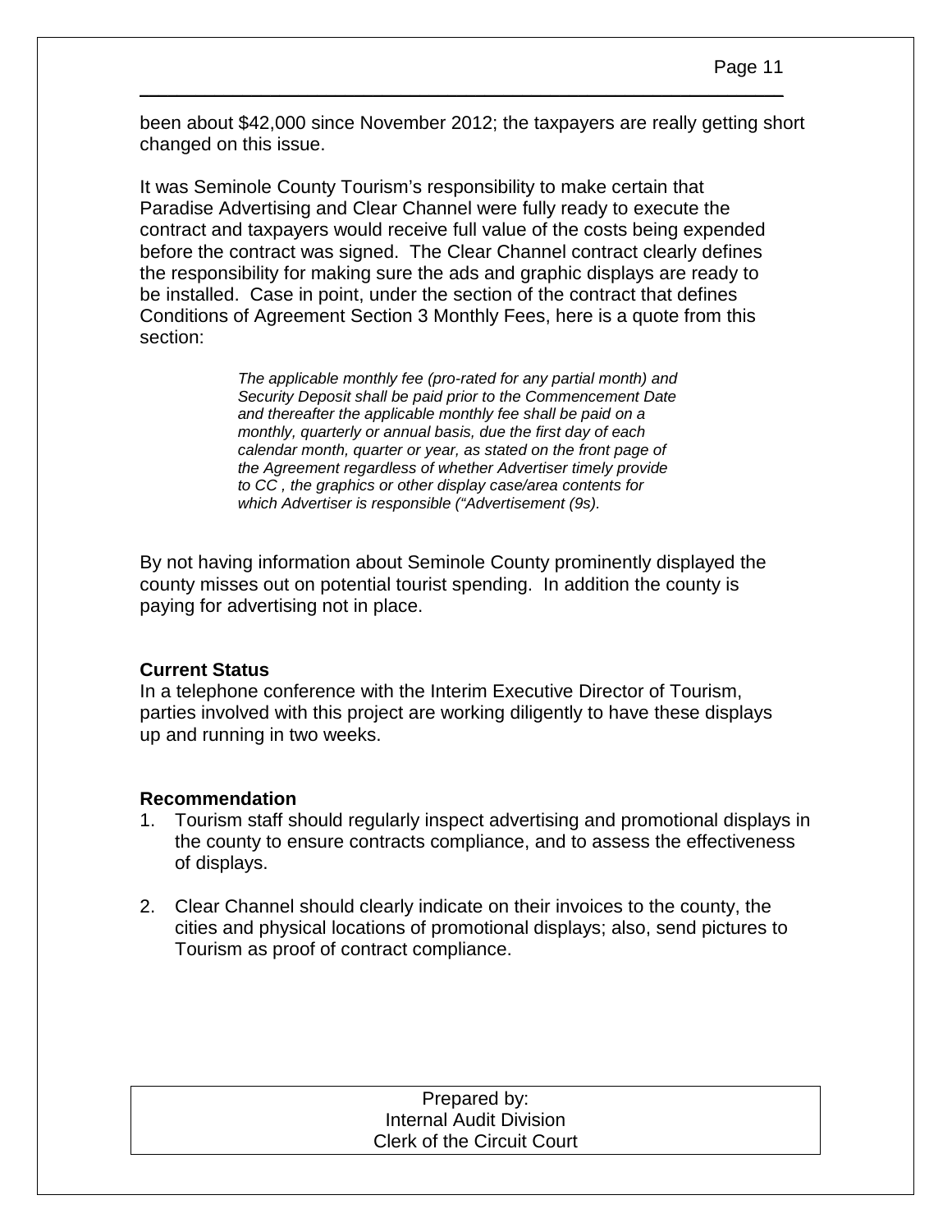been about $42,000 since November 2012; the taxpayers are really getting short changed on this issue.

It was Seminole County Tourism's responsibility to make certain that Paradise Advertising and Clear Channel were fully ready to execute the contract and taxpayers would receive full value of the costs being expended before the contract was signed. The Clear Channel contract clearly defines the responsibility for making sure the ads and graphic displays are ready to be installed. Case in point, under the section of the contract that defines Conditions of Agreement Section 3 Monthly Fees, here is a quote from this section:

> *The applicable monthly fee (pro-rated for any partial month) and Security Deposit shall be paid prior to the Commencement Date and thereafter the applicable monthly fee shall be paid on a monthly, quarterly or annual basis, due the first day of each calendar month, quarter or year, as stated on the front page of the Agreement regardless of whether Advertiser timely provide to CC , the graphics or other display case/area contents for which Advertiser is responsible ("Advertisement (9s).*

By not having information about Seminole County prominently displayed the county misses out on potential tourist spending. In addition the county is paying for advertising not in place.

**Current Status**
In a telephone conference with the Interim Executive Director of Tourism, parties involved with this project are working diligently to have these displays up and running in two weeks.

**Recommendation**

1. Tourism staff should regularly inspect advertising and promotional displays in the county to ensure contracts compliance, and to assess the effectiveness of displays.

2. Clear Channel should clearly indicate on their invoices to the county, the cities and physical locations of promotional displays; also, send pictures to Tourism as proof of contract compliance.

Prepared by:
Internal Audit Division
Clerk of the Circuit Court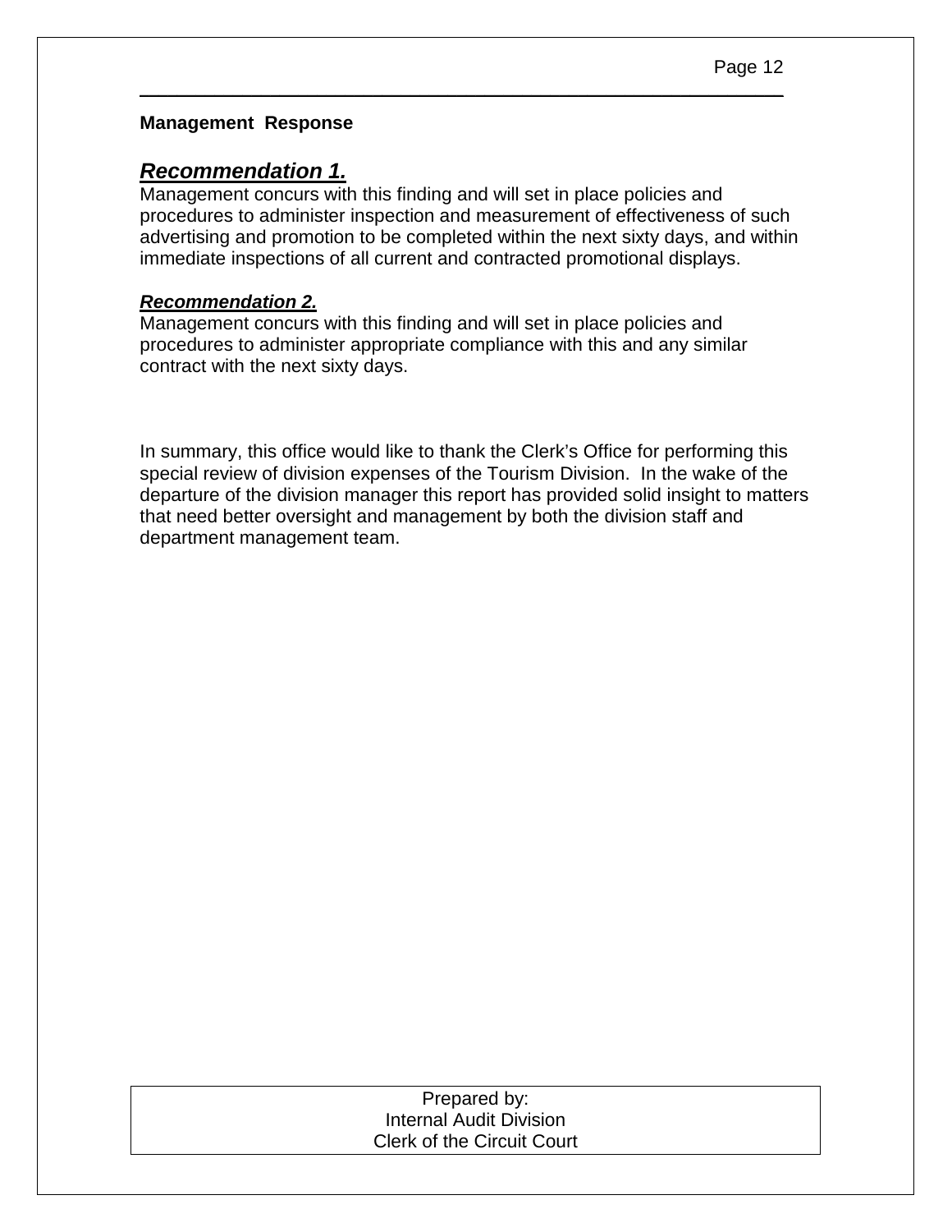**Management Response**

## ***Recommendation 1.***

Management concurs with this finding and will set in place policies and procedures to administer inspection and measurement of effectiveness of such advertising and promotion to be completed within the next sixty days, and within immediate inspections of all current and contracted promotional displays.

### ***Recommendation 2.***

Management concurs with this finding and will set in place policies and procedures to administer appropriate compliance with this and any similar contract with the next sixty days.

In summary, this office would like to thank the Clerk's Office for performing this special review of division expenses of the Tourism Division. In the wake of the departure of the division manager this report has provided solid insight to matters that need better oversight and management by both the division staff and department management team.

Prepared by:
Internal Audit Division
Clerk of the Circuit Court